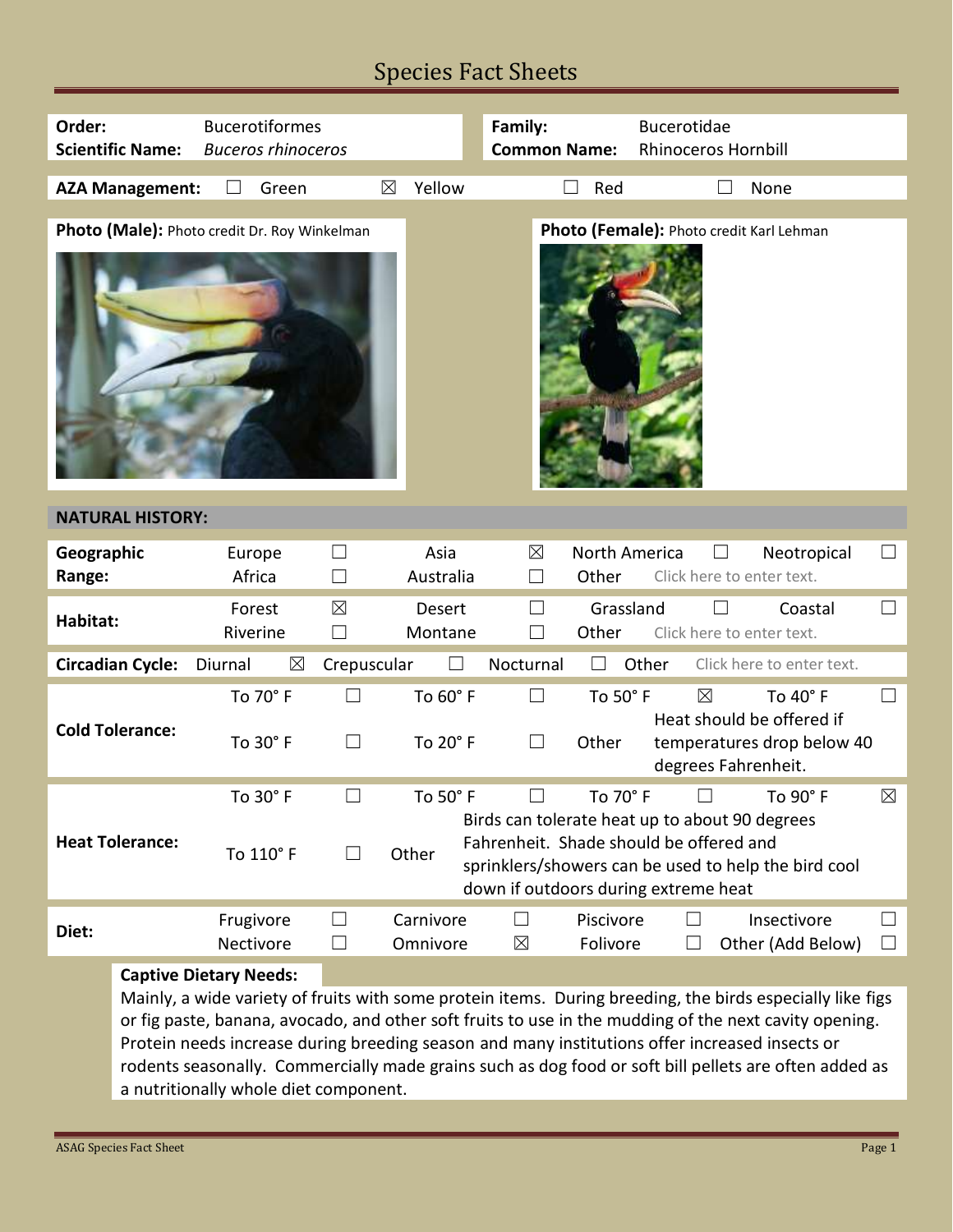# Species Fact Sheets

| | | | |
|---|---|---|---|
| **Order:** | Bucerotiformes | **Family:** | Bucerotidae |
| **Scientific Name:** | *Buceros rhinoceros* | **Common Name:** | Rhinoceros Hornbill |

**AZA Management:** ☐ Green ☒ Yellow ☐ Red ☐ None

**Photo (Male):** Photo credit Dr. Roy Winkelman

**Photo (Female):** Photo credit Karl Lehman

## NATURAL HISTORY:

| | | | | | | | | |
|---|---|---|---|---|---|---|---|---|
| **Geographic Range:** | Europe | ☐ | Asia | ☒ | North America | ☐ | Neotropical | ☐ |
| | Africa | ☐ | Australia | ☐ | Other | Click here to enter text. | | |
| **Habitat:** | Forest | ☒ | Desert | ☐ | Grassland | ☐ | Coastal | ☐ |
| | Riverine | ☐ | Montane | ☐ | Other | Click here to enter text. | | |
| **Circadian Cycle:** | Diurnal | ☒ | Crepuscular | ☐ | Nocturnal | ☐ | Other | Click here to enter text. |
| **Cold Tolerance:** | To 70° F | ☐ | To 60° F | ☐ | To 50° F | ☒ | To 40° F | ☐ |
| | To 30° F | ☐ | To 20° F | ☐ | Other | Heat should be offered if temperatures drop below 40 degrees Fahrenheit. | | |
| **Heat Tolerance:** | To 30° F | ☐ | To 50° F | ☐ | To 70° F | ☐ | To 90° F | ☒ |
| | To 110° F | ☐ | Other | Birds can tolerate heat up to about 90 degrees Fahrenheit. Shade should be offered and sprinklers/showers can be used to help the bird cool down if outdoors during extreme heat | | | | |
| **Diet:** | Frugivore | ☐ | Carnivore | ☐ | Piscivore | ☐ | Insectivore | ☐ |
| | Nectivore | ☐ | Omnivore | ☒ | Folivore | ☐ | Other (Add Below) | ☐ |

**Captive Dietary Needs:**

Mainly, a wide variety of fruits with some protein items. During breeding, the birds especially like figs or fig paste, banana, avocado, and other soft fruits to use in the mudding of the next cavity opening. Protein needs increase during breeding season and many institutions offer increased insects or rodents seasonally. Commercially made grains such as dog food or soft bill pellets are often added as a nutritionally whole diet component.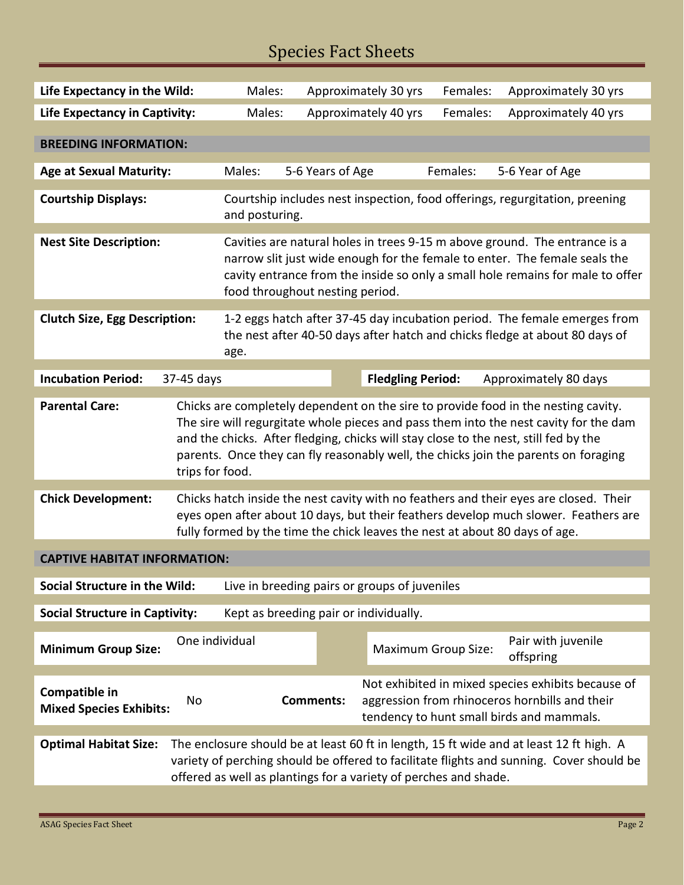# Species Fact Sheets

| | | | | |
|---|---|---|---|---|
| **Life Expectancy in the Wild:** | Males: | Approximately 30 yrs | Females: | Approximately 30 yrs |
| **Life Expectancy in Captivity:** | Males: | Approximately 40 yrs | Females: | Approximately 40 yrs |

## BREEDING INFORMATION:

| | | | | |
|---|---|---|---|---|
| **Age at Sexual Maturity:** | Males: | 5-6 Years of Age | Females: | 5-6 Year of Age |

**Courtship Displays:** Courtship includes nest inspection, food offerings, regurgitation, preening and posturing.

**Nest Site Description:** Cavities are natural holes in trees 9-15 m above ground. The entrance is a narrow slit just wide enough for the female to enter. The female seals the cavity entrance from the inside so only a small hole remains for male to offer food throughout nesting period.

**Clutch Size, Egg Description:** 1-2 eggs hatch after 37-45 day incubation period. The female emerges from the nest after 40-50 days after hatch and chicks fledge at about 80 days of age.

| | | | |
|---|---|---|---|
| **Incubation Period:** | 37-45 days | **Fledgling Period:** | Approximately 80 days |

**Parental Care:** Chicks are completely dependent on the sire to provide food in the nesting cavity. The sire will regurgitate whole pieces and pass them into the nest cavity for the dam and the chicks. After fledging, chicks will stay close to the nest, still fed by the parents. Once they can fly reasonably well, the chicks join the parents on foraging trips for food.

**Chick Development:** Chicks hatch inside the nest cavity with no feathers and their eyes are closed. Their eyes open after about 10 days, but their feathers develop much slower. Feathers are fully formed by the time the chick leaves the nest at about 80 days of age.

## CAPTIVE HABITAT INFORMATION:

**Social Structure in the Wild:** Live in breeding pairs or groups of juveniles

**Social Structure in Captivity:** Kept as breeding pair or individually.

| | | | |
|---|---|---|---|
| **Minimum Group Size:** | One individual | Maximum Group Size: | Pair with juvenile offspring |
| **Compatible in Mixed Species Exhibits:** | No | **Comments:** | Not exhibited in mixed species exhibits because of aggression from rhinoceros hornbills and their tendency to hunt small birds and mammals. |

**Optimal Habitat Size:** The enclosure should be at least 60 ft in length, 15 ft wide and at least 12 ft high. A variety of perching should be offered to facilitate flights and sunning. Cover should be offered as well as plantings for a variety of perches and shade.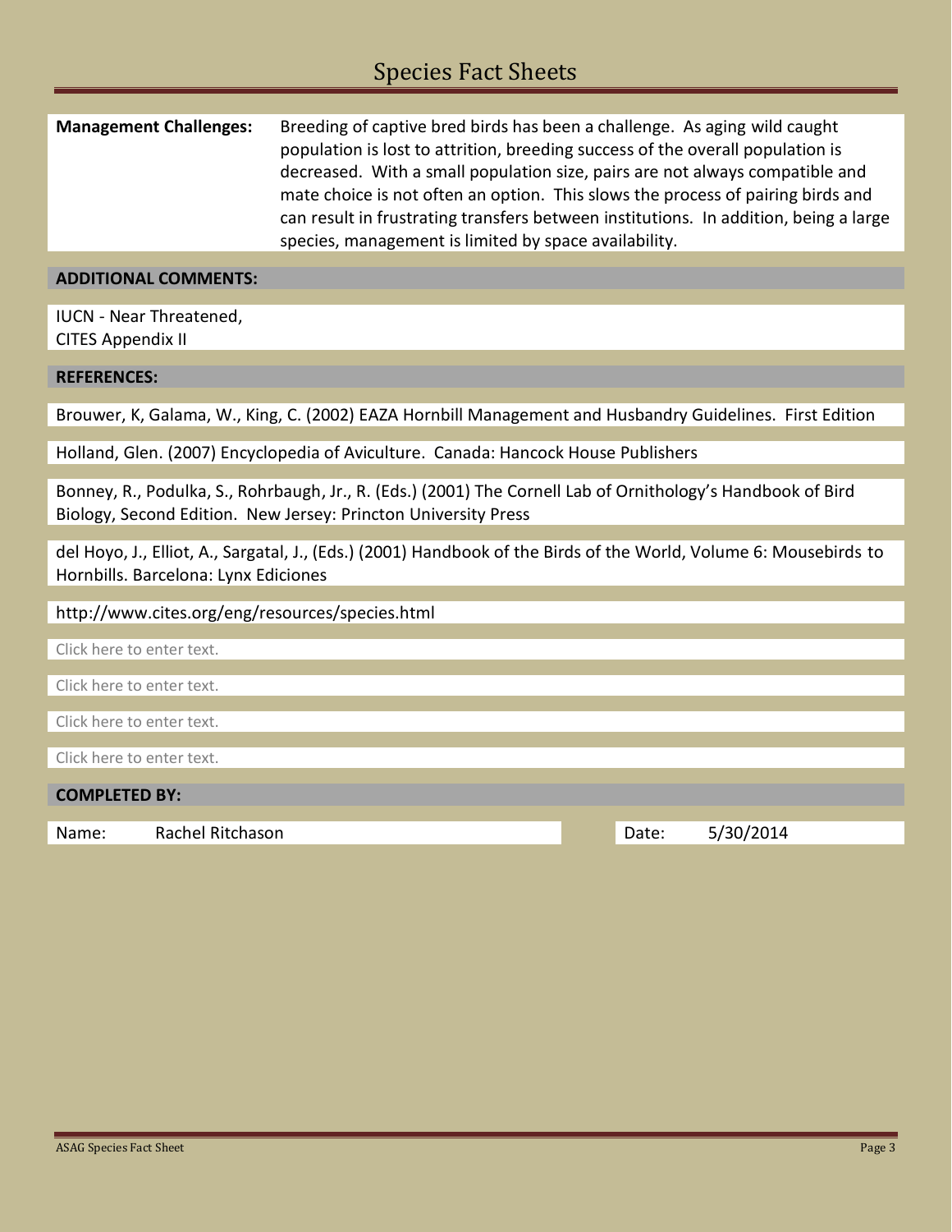**Management Challenges:** Breeding of captive bred birds has been a challenge. As aging wild caught population is lost to attrition, breeding success of the overall population is decreased. With a small population size, pairs are not always compatible and mate choice is not often an option. This slows the process of pairing birds and can result in frustrating transfers between institutions. In addition, being a large species, management is limited by space availability.

## ADDITIONAL COMMENTS:

IUCN - Near Threatened,
CITES Appendix II

## REFERENCES:

Brouwer, K, Galama, W., King, C. (2002) EAZA Hornbill Management and Husbandry Guidelines. First Edition

Holland, Glen. (2007) Encyclopedia of Aviculture. Canada: Hancock House Publishers

Bonney, R., Podulka, S., Rohrbaugh, Jr., R. (Eds.) (2001) The Cornell Lab of Ornithology's Handbook of Bird Biology, Second Edition. New Jersey: Princton University Press

del Hoyo, J., Elliot, A., Sargatal, J., (Eds.) (2001) Handbook of the Birds of the World, Volume 6: Mousebirds to Hornbills. Barcelona: Lynx Ediciones

http://www.cites.org/eng/resources/species.html

Click here to enter text.

Click here to enter text.

Click here to enter text.

Click here to enter text.

## COMPLETED BY:

Name: Rachel Ritchason

Date: 5/30/2014